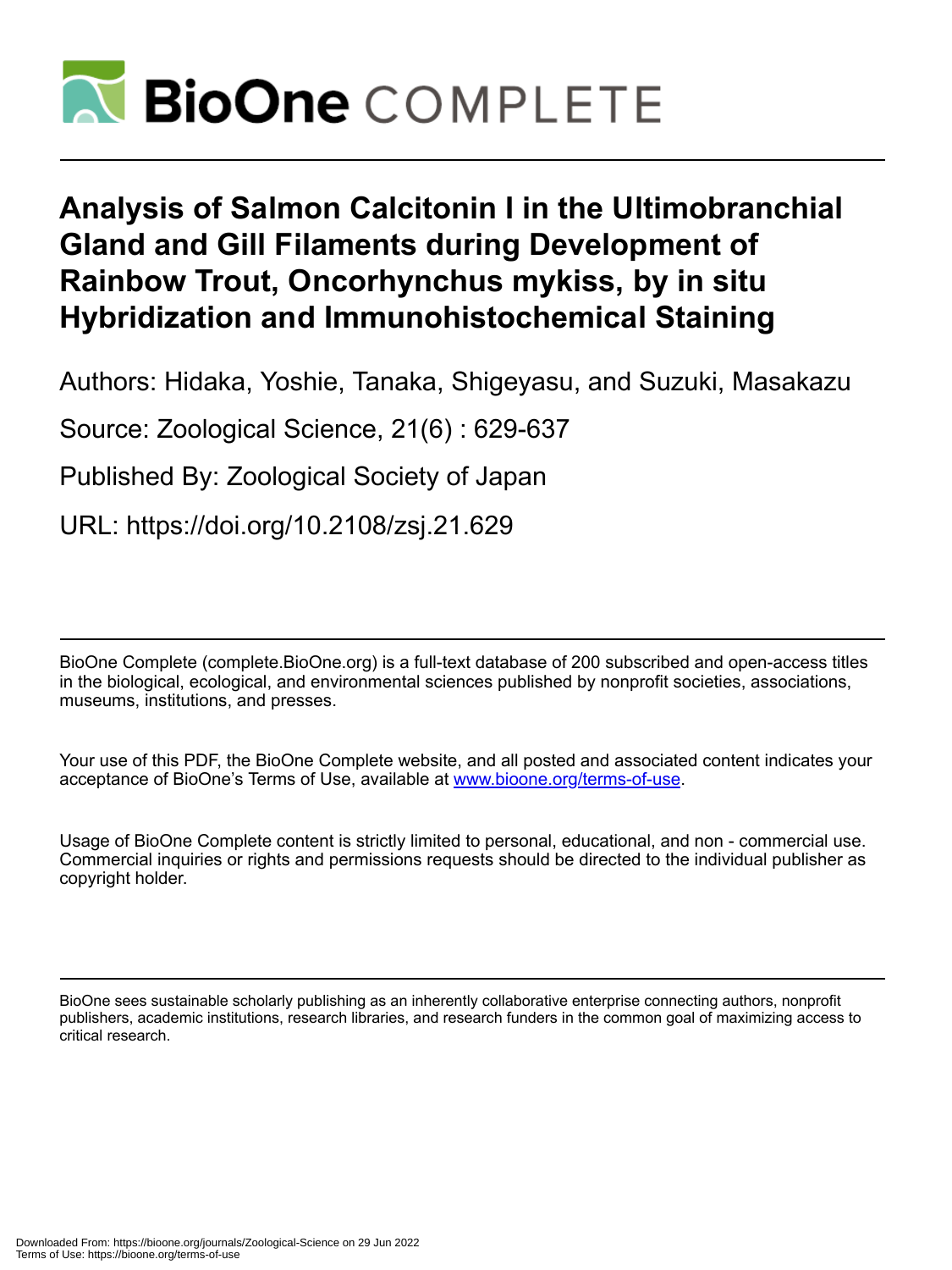# Analysis of Salmon Calcitonin I in the Ultimobranchial Gland and Gill Filaments during Development of Rainbow Trout, Oncorhynchus mykiss, by in situ Hybridization and Immunohistochemical Staining

Authors: Hidaka, Yoshie, Tanaka, Shigeyasu, and Suzuki, Masakazu

Source: Zoological Science, 21(6) : 629-637

Published By: Zoological Society of Japan

URL: https://doi.org/10.2108/zsj.21.629

BioOne Complete (complete.BioOne.org) is a full-text database of 200 subscribed and open-access titles in the biological, ecological, and environmental sciences published by nonprofit societies, associations, museums, institutions, and presses.

Your use of this PDF, the BioOne Complete website, and all posted and associated content indicates your acceptance of BioOne's Terms of Use, available at www.bioone.org/terms-of-use.

Usage of BioOne Complete content is strictly limited to personal, educational, and non - commercial use. Commercial inquiries or rights and permissions requests should be directed to the individual publisher as copyright holder.

BioOne sees sustainable scholarly publishing as an inherently collaborative enterprise connecting authors, nonprofit publishers, academic institutions, research libraries, and research funders in the common goal of maximizing access to critical research.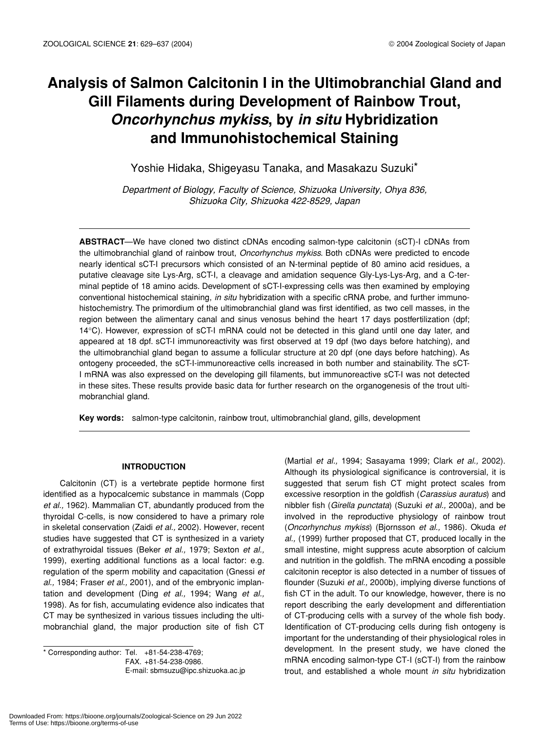# Analysis of Salmon Calcitonin I in the Ultimobranchial Gland and Gill Filaments during Development of Rainbow Trout, *Oncorhynchus mykiss*, by *in situ* Hybridization and Immunohistochemical Staining

Yoshie Hidaka, Shigeyasu Tanaka, and Masakazu Suzuki*

*Department of Biology, Faculty of Science, Shizuoka University, Ohya 836, Shizuoka City, Shizuoka 422-8529, Japan*

**ABSTRACT**—We have cloned two distinct cDNAs encoding salmon-type calcitonin (sCT)-I cDNAs from the ultimobranchial gland of rainbow trout, *Oncorhynchus mykiss*. Both cDNAs were predicted to encode nearly identical sCT-I precursors which consisted of an N-terminal peptide of 80 amino acid residues, a putative cleavage site Lys-Arg, sCT-I, a cleavage and amidation sequence Gly-Lys-Lys-Arg, and a C-terminal peptide of 18 amino acids. Development of sCT-I-expressing cells was then examined by employing conventional histochemical staining, *in situ* hybridization with a specific cRNA probe, and further immunohistochemistry. The primordium of the ultimobranchial gland was first identified, as two cell masses, in the region between the alimentary canal and sinus venosus behind the heart 17 days postfertilization (dpf; 14°C). However, expression of sCT-I mRNA could not be detected in this gland until one day later, and appeared at 18 dpf. sCT-I immunoreactivity was first observed at 19 dpf (two days before hatching), and the ultimobranchial gland began to assume a follicular structure at 20 dpf (one days before hatching). As ontogeny proceeded, the sCT-I-immunoreactive cells increased in both number and stainability. The sCT-I mRNA was also expressed on the developing gill filaments, but immunoreactive sCT-I was not detected in these sites. These results provide basic data for further research on the organogenesis of the trout ultimobranchial gland.

**Key words:** salmon-type calcitonin, rainbow trout, ultimobranchial gland, gills, development

## INTRODUCTION

Calcitonin (CT) is a vertebrate peptide hormone first identified as a hypocalcemic substance in mammals (Copp *et al.,* 1962). Mammalian CT, abundantly produced from the thyroidal C-cells, is now considered to have a primary role in skeletal conservation (Zaidi *et al.,* 2002). However, recent studies have suggested that CT is synthesized in a variety of extrathyroidal tissues (Beker *et al.,* 1979; Sexton *et al.,* 1999), exerting additional functions as a local factor: e.g. regulation of the sperm mobility and capacitation (Gnessi *et al.,* 1984; Fraser *et al.,* 2001), and of the embryonic implantation and development (Ding *et al.,* 1994; Wang *et al.,* 1998). As for fish, accumulating evidence also indicates that CT may be synthesized in various tissues including the ultimobranchial gland, the major production site of fish CT (Martial *et al.,* 1994; Sasayama 1999; Clark *et al.,* 2002). Although its physiological significance is controversial, it is suggested that serum fish CT might protect scales from excessive resorption in the goldfish (*Carassius auratus*) and nibbler fish (*Girella punctata*) (Suzuki *et al.,* 2000a), and be involved in the reproductive physiology of rainbow trout (*Oncorhynchus mykiss*) (Bjornsson *et al.,* 1986). Okuda *et al.,* (1999) further proposed that CT, produced locally in the small intestine, might suppress acute absorption of calcium and nutrition in the goldfish. The mRNA encoding a possible calcitonin receptor is also detected in a number of tissues of flounder (Suzuki *et al.,* 2000b), implying diverse functions of fish CT in the adult. To our knowledge, however, there is no report describing the early development and differentiation of CT-producing cells with a survey of the whole fish body. Identification of CT-producing cells during fish ontogeny is important for the understanding of their physiological roles in development. In the present study, we have cloned the mRNA encoding salmon-type CT-I (sCT-I) from the rainbow trout, and established a whole mount *in situ* hybridization

\* Corresponding author: Tel. +81-54-238-4769;
FAX. +81-54-238-0986.
E-mail: sbmsuzu@ipc.shizuoka.ac.jp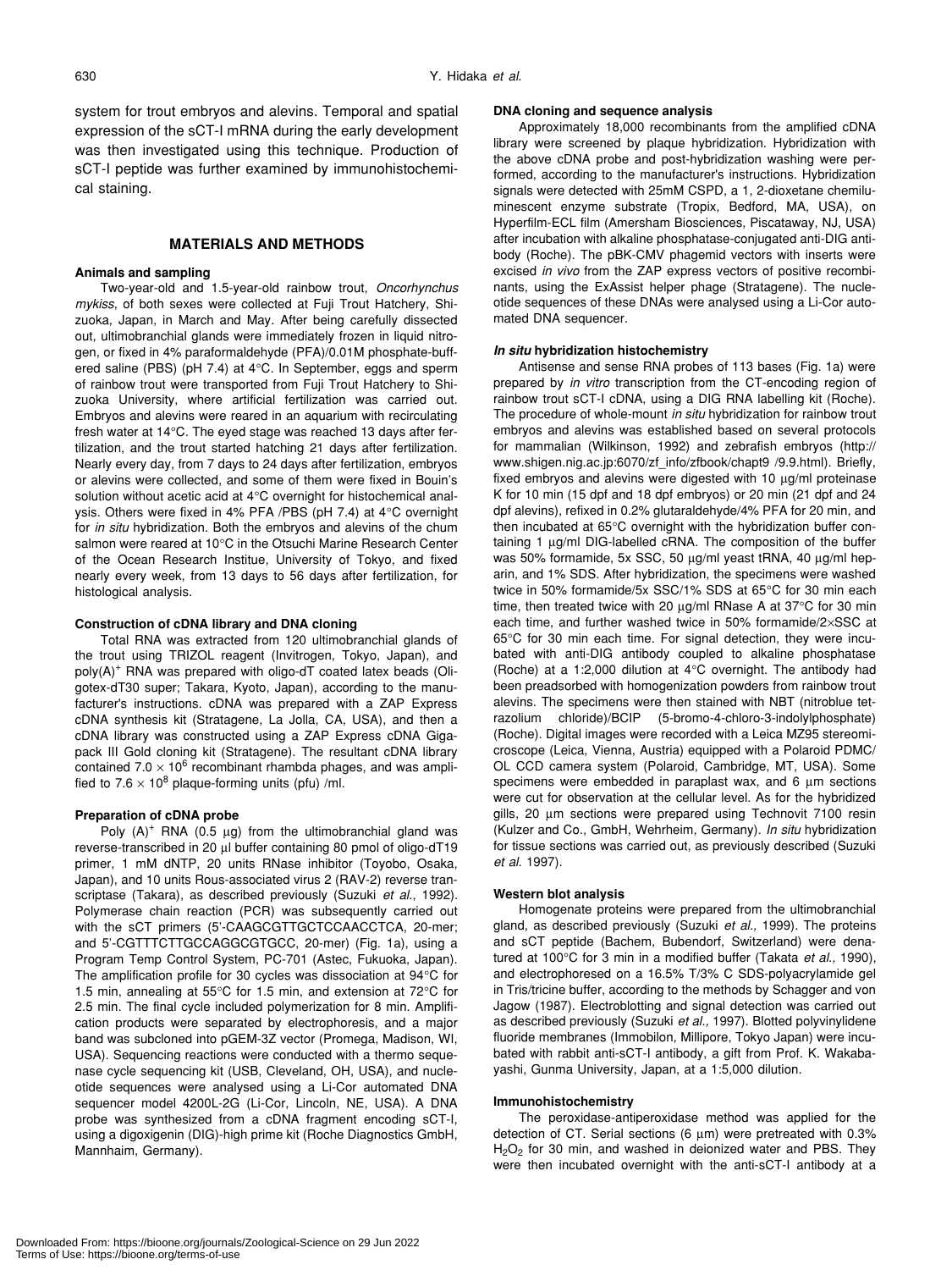system for trout embryos and alevins. Temporal and spatial expression of the sCT-I mRNA during the early development was then investigated using this technique. Production of sCT-I peptide was further examined by immunohistochemical staining.

## MATERIALS AND METHODS

### Animals and sampling

Two-year-old and 1.5-year-old rainbow trout, *Oncorhynchus mykiss*, of both sexes were collected at Fuji Trout Hatchery, Shizuoka, Japan, in March and May. After being carefully dissected out, ultimobranchial glands were immediately frozen in liquid nitrogen, or fixed in 4% paraformaldehyde (PFA)/0.01M phosphate-buffered saline (PBS) (pH 7.4) at 4°C. In September, eggs and sperm of rainbow trout were transported from Fuji Trout Hatchery to Shizuoka University, where artificial fertilization was carried out. Embryos and alevins were reared in an aquarium with recirculating fresh water at 14°C. The eyed stage was reached 13 days after fertilization, and the trout started hatching 21 days after fertilization. Nearly every day, from 7 days to 24 days after fertilization, embryos or alevins were collected, and some of them were fixed in Bouin's solution without acetic acid at 4°C overnight for histochemical analysis. Others were fixed in 4% PFA /PBS (pH 7.4) at 4°C overnight for *in situ* hybridization. Both the embryos and alevins of the chum salmon were reared at 10°C in the Otsuchi Marine Research Center of the Ocean Research Institue, University of Tokyo, and fixed nearly every week, from 13 days to 56 days after fertilization, for histological analysis.

### Construction of cDNA library and DNA cloning

Total RNA was extracted from 120 ultimobranchial glands of the trout using TRIZOL reagent (Invitrogen, Tokyo, Japan), and poly(A)$^+$ RNA was prepared with oligo-dT coated latex beads (Oligotex-dT30 super; Takara, Kyoto, Japan), according to the manufacturer's instructions. cDNA was prepared with a ZAP Express cDNA synthesis kit (Stratagene, La Jolla, CA, USA), and then a cDNA library was constructed using a ZAP Express cDNA Gigapack III Gold cloning kit (Stratagene). The resultant cDNA library contained $7.0 \times 10^6$ recombinant rhambda phages, and was amplified to $7.6 \times 10^8$ plaque-forming units (pfu) /ml.

### Preparation of cDNA probe

Poly (A)$^+$ RNA (0.5 µg) from the ultimobranchial gland was reverse-transcribed in 20 µl buffer containing 80 pmol of oligo-dT19 primer, 1 mM dNTP, 20 units RNase inhibitor (Toyobo, Osaka, Japan), and 10 units Rous-associated virus 2 (RAV-2) reverse transcriptase (Takara), as described previously (Suzuki *et al.*, 1992). Polymerase chain reaction (PCR) was subsequently carried out with the sCT primers (5'-CAAGCGTTGCTCCAACCTCA, 20-mer; and 5'-CGTTTCTTGCCAGGCGTGCC, 20-mer) (Fig. 1a), using a Program Temp Control System, PC-701 (Astec, Fukuoka, Japan). The amplification profile for 30 cycles was dissociation at 94°C for 1.5 min, annealing at 55°C for 1.5 min, and extension at 72°C for 2.5 min. The final cycle included polymerization for 8 min. Amplification products were separated by electrophoresis, and a major band was subcloned into pGEM-3Z vector (Promega, Madison, WI, USA). Sequencing reactions were conducted with a thermo sequenase cycle sequencing kit (USB, Cleveland, OH, USA), and nucleotide sequences were analysed using a Li-Cor automated DNA sequencer model 4200L-2G (Li-Cor, Lincoln, NE, USA). A DNA probe was synthesized from a cDNA fragment encoding sCT-I, using a digoxigenin (DIG)-high prime kit (Roche Diagnostics GmbH, Mannhaim, Germany).

### DNA cloning and sequence analysis

Approximately 18,000 recombinants from the amplified cDNA library were screened by plaque hybridization. Hybridization with the above cDNA probe and post-hybridization washing were performed, according to the manufacturer's instructions. Hybridization signals were detected with 25mM CSPD, a 1, 2-dioxetane chemiluminescent enzyme substrate (Tropix, Bedford, MA, USA), on Hyperfilm-ECL film (Amersham Biosciences, Piscataway, NJ, USA) after incubation with alkaline phosphatase-conjugated anti-DIG antibody (Roche). The pBK-CMV phagemid vectors with inserts were excised *in vivo* from the ZAP express vectors of positive recombinants, using the ExAssist helper phage (Stratagene). The nucleotide sequences of these DNAs were analysed using a Li-Cor automated DNA sequencer.

### *In situ* hybridization histochemistry

Antisense and sense RNA probes of 113 bases (Fig. 1a) were prepared by *in vitro* transcription from the CT-encoding region of rainbow trout sCT-I cDNA, using a DIG RNA labelling kit (Roche). The procedure of whole-mount *in situ* hybridization for rainbow trout embryos and alevins was established based on several protocols for mammalian (Wilkinson, 1992) and zebrafish embryos (http://www.shigen.nig.ac.jp:6070/zf_info/zfbook/chapt9 /9.9.html). Briefly, fixed embryos and alevins were digested with 10 µg/ml proteinase K for 10 min (15 dpf and 18 dpf embryos) or 20 min (21 dpf and 24 dpf alevins), refixed in 0.2% glutaraldehyde/4% PFA for 20 min, and then incubated at 65°C overnight with the hybridization buffer containing 1 µg/ml DIG-labelled cRNA. The composition of the buffer was 50% formamide, 5x SSC, 50 µg/ml yeast tRNA, 40 µg/ml heparin, and 1% SDS. After hybridization, the specimens were washed twice in 50% formamide/5x SSC/1% SDS at 65°C for 30 min each time, then treated twice with 20 µg/ml RNase A at 37°C for 30 min each time, and further washed twice in 50% formamide/2×SSC at 65°C for 30 min each time. For signal detection, they were incubated with anti-DIG antibody coupled to alkaline phosphatase (Roche) at a 1:2,000 dilution at 4°C overnight. The antibody had been preadsorbed with homogenization powders from rainbow trout alevins. The specimens were then stained with NBT (nitroblue tetrazolium chloride)/BCIP (5-bromo-4-chloro-3-indolylphosphate) (Roche). Digital images were recorded with a Leica MZ95 stereomicroscope (Leica, Vienna, Austria) equipped with a Polaroid PDMC/OL CCD camera system (Polaroid, Cambridge, MT, USA). Some specimens were embedded in paraplast wax, and 6 µm sections were cut for observation at the cellular level. As for the hybridized gills, 20 µm sections were prepared using Technovit 7100 resin (Kulzer and Co., GmbH, Wehrheim, Germany). *In situ* hybridization for tissue sections was carried out, as previously described (Suzuki *et al.* 1997).

### Western blot analysis

Homogenate proteins were prepared from the ultimobranchial gland, as described previously (Suzuki *et al.,* 1999). The proteins and sCT peptide (Bachem, Bubendorf, Switzerland) were denatured at 100°C for 3 min in a modified buffer (Takata *et al.,* 1990), and electrophoresed on a 16.5% T/3% C SDS-polyacrylamide gel in Tris/tricine buffer, according to the methods by Schagger and von Jagow (1987). Electroblotting and signal detection was carried out as described previously (Suzuki *et al.,* 1997). Blotted polyvinylidene fluoride membranes (Immobilon, Millipore, Tokyo Japan) were incubated with rabbit anti-sCT-I antibody, a gift from Prof. K. Wakabayashi, Gunma University, Japan, at a 1:5,000 dilution.

### Immunohistochemistry

The peroxidase-antiperoxidase method was applied for the detection of CT. Serial sections (6 µm) were pretreated with 0.3% $H_2O_2$ for 30 min, and washed in deionized water and PBS. They were then incubated overnight with the anti-sCT-I antibody at a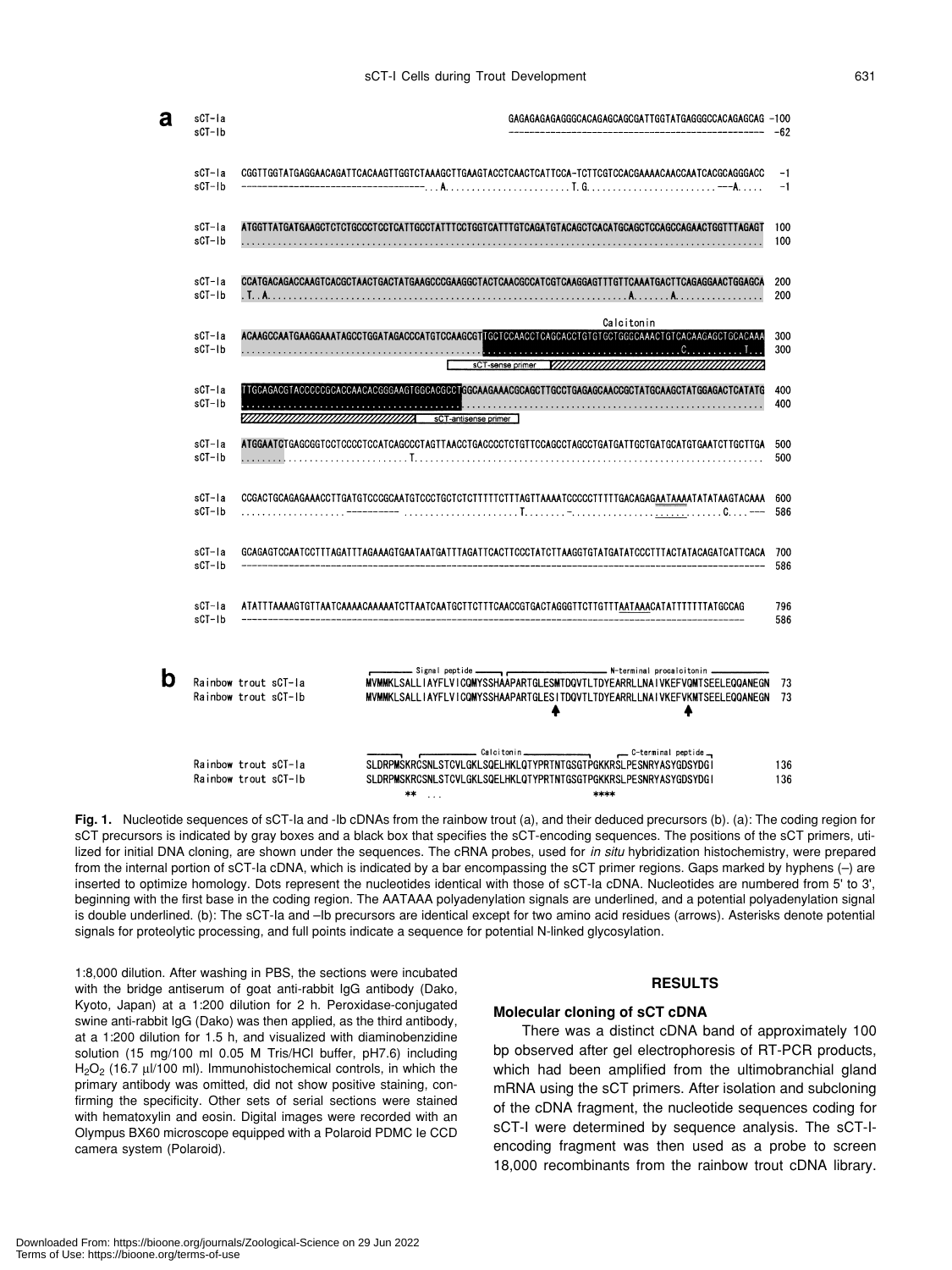```
a
sCT-Ia                                          GAGAGAGAGAGGGCACAGAGCAGCGATTGGTATGAGGGCCACAGAGCAG -100
sCT-Ib                                          -------------------------------------------------  -62

sCT-Ia  CGGTTGGTATGAGGAACAGATTCACAAGTTGGTCTAAAGCTTGAAGTACCTCAACTCATTCCA-TCTTCGTCCACGAAAACAACCAATCACGCAGGGACC   -1
sCT-Ib  ----------------------------------...A........................T.G.........................---A.....   -1

sCT-Ia  ATGGTTATGATGAAGCTCTCTGCCCTCCTCATTGCCTATTTCCTGGTCATTTGTCAGATGTACAGCTCACATGCAGCTCCAGCCAGAACTGGTTTAGAGT  100
sCT-Ib  ....................................................................................................  100

sCT-Ia  CCATGACAGACCAAGTCACGCTAACTGACTATGAAGCCCGAAGGCTACTCAACGCCATCGTCAAGGAGTTTGTTCAAATGACTTCAGAGGAACTGGAGCA  200
sCT-Ib  .T..A..................................................................A.......A................  200

                                                                         Calcitonin
sCT-Ia  ACAAGCCAATGAAGGAAATAGCCTGGATAGACCCATGTCCAAGCGTTGCTCCAACCTCAGCACCTGTGTGCTGGGCAAACTGTCACAAGAGCTGCACAAA  300
sCT-Ib  .....................................................................................C...........T...  300
                                                  sCT-sense primer

sCT-Ia  TTGCAGACGTACCCCCGCACCAACACGGGAAGTGGCACGCCTGGCAAGAAACGCAGCTTGCCTGAGAGCAACCGCTATGCAAGCTATGGAGACTCATATG  400
sCT-Ib  ....................................................................................................  400
                                            sCT-antisense primer

sCT-Ia  ATGGAATCTGAGCGGTCCTCCCCTCCATCAGCCCTAGTTAACCTGACCCCTCTGTTCCAGCCTAGCCTGATGATTGCTGATGCATGTGAATCTTGCTTGA  500
sCT-Ib  ........................T...........................................................................  500

sCT-Ia  CCGACTGCAGAGAAACCTTGATGTCCCGCAATGTCCTGCTCTCTTTTTCTTTAGTTAAAATCCCCCTTTTTGACAGAGAATAAAAATATATAAGTACAAA  600
sCT-Ib  ....................---------- ......................T........-...........................C....---  586

sCT-Ia  GCAGAGTCCAATCCTTTAGATTTAGAAAGTGAATAATGATTTAGATTCACTTCCCTATCTTAAGGTGTATGATATCCCTTTACTATACAGATCATTCACA  700
sCT-Ib  ----------------------------------------------------------------------------------------------------  586

sCT-Ia  ATATTTAAAAGTGTTAATCAAAACAAAAATCTTAATCAATGCTTCTTTCAACCGTGACTAGGGTTCTTGTTTAATAAACATATTTTTTTATGCCAG  796
sCT-Ib  ------------------------------------------------------------------------------------------------  586

b
                          Signal peptide            N-terminal procalcitonin
Rainbow trout sCT-Ia  MVMMKLSALLIAYFLVICQMYSSHAAPARTGLESMTDQVTLTDYEARRLLNAIVKEFVQMTSEELEQQANEGN   73
Rainbow trout sCT-Ib  MVMMKLSALLIAYFLVICQMYSSHAAPARTGLESITDQVTLTDYEARRLLNAIVKEFVKMTSEELEQQANEGN   73

                                     Calcitonin                  C-terminal peptide
Rainbow trout sCT-Ia  SLDRPMSKRCSNLSTCVLGKLSQELHKLQTYPRTNTGSGTPGKKRSLPESNRYASYGDSYDGI   136
Rainbow trout sCT-Ib  SLDRPMSKRCSNLSTCVLGKLSQELHKLQTYPRTNTGSGTPGKKRSLPESNRYASYGDSYDGI   136
                             **  ...                        ****
```

**Fig. 1.** Nucleotide sequences of sCT-Ia and -Ib cDNAs from the rainbow trout (a), and their deduced precursors (b). (a): The coding region for sCT precursors is indicated by gray boxes and a black box that specifies the sCT-encoding sequences. The positions of the sCT primers, utilized for initial DNA cloning, are shown under the sequences. The cRNA probes, used for *in situ* hybridization histochemistry, were prepared from the internal portion of sCT-Ia cDNA, which is indicated by a bar encompassing the sCT primer regions. Gaps marked by hyphens (–) are inserted to optimize homology. Dots represent the nucleotides identical with those of sCT-Ia cDNA. Nucleotides are numbered from 5' to 3', beginning with the first base in the coding region. The AATAAA polyadenylation signals are underlined, and a potential polyadenylation signal is double underlined. (b): The sCT-Ia and –Ib precursors are identical except for two amino acid residues (arrows). Asterisks denote potential signals for proteolytic processing, and full points indicate a sequence for potential N-linked glycosylation.

1:8,000 dilution. After washing in PBS, the sections were incubated with the bridge antiserum of goat anti-rabbit IgG antibody (Dako, Kyoto, Japan) at a 1:200 dilution for 2 h. Peroxidase-conjugated swine anti-rabbit IgG (Dako) was then applied, as the third antibody, at a 1:200 dilution for 1.5 h, and visualized with diaminobenzidine solution (15 mg/100 ml 0.05 M Tris/HCl buffer, pH7.6) including $H_2O_2$ (16.7 μl/100 ml). Immunohistochemical controls, in which the primary antibody was omitted, did not show positive staining, confirming the specificity. Other sets of serial sections were stained with hematoxylin and eosin. Digital images were recorded with an Olympus BX60 microscope equipped with a Polaroid PDMC Ie CCD camera system (Polaroid).

## RESULTS

### Molecular cloning of sCT cDNA

There was a distinct cDNA band of approximately 100 bp observed after gel electrophoresis of RT-PCR products, which had been amplified from the ultimobranchial gland mRNA using the sCT primers. After isolation and subcloning of the cDNA fragment, the nucleotide sequences coding for sCT-I were determined by sequence analysis. The sCT-I-encoding fragment was then used as a probe to screen 18,000 recombinants from the rainbow trout cDNA library.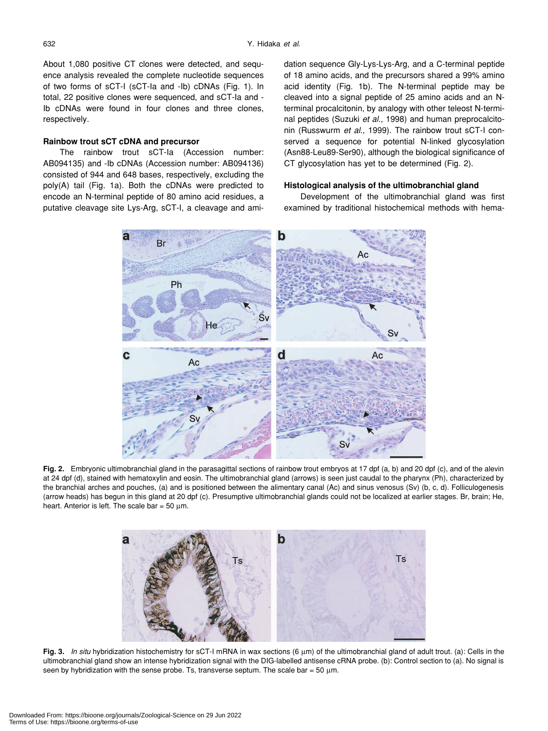About 1,080 positive CT clones were detected, and sequence analysis revealed the complete nucleotide sequences of two forms of sCT-I (sCT-Ia and -Ib) cDNAs (Fig. 1). In total, 22 positive clones were sequenced, and sCT-Ia and -Ib cDNAs were found in four clones and three clones, respectively.

### Rainbow trout sCT cDNA and precursor

The rainbow trout sCT-Ia (Accession number: AB094135) and -Ib cDNAs (Accession number: AB094136) consisted of 944 and 648 bases, respectively, excluding the poly(A) tail (Fig. 1a). Both the cDNAs were predicted to encode an N-terminal peptide of 80 amino acid residues, a putative cleavage site Lys-Arg, sCT-I, a cleavage and amidation sequence Gly-Lys-Lys-Arg, and a C-terminal peptide of 18 amino acids, and the precursors shared a 99% amino acid identity (Fig. 1b). The N-terminal peptide may be cleaved into a signal peptide of 25 amino acids and an N-terminal procalcitonin, by analogy with other teleost N-terminal peptides (Suzuki *et al.,* 1998) and human preprocalcitonin (Russwurm *et al.,* 1999). The rainbow trout sCT-I conserved a sequence for potential N-linked glycosylation (Asn88-Leu89-Ser90), although the biological significance of CT glycosylation has yet to be determined (Fig. 2).

### Histological analysis of the ultimobranchial gland

Development of the ultimobranchial gland was first examined by traditional histochemical methods with hema-

**Fig. 2.** Embryonic ultimobranchial gland in the parasagittal sections of rainbow trout embryos at 17 dpf (a, b) and 20 dpf (c), and of the alevin at 24 dpf (d), stained with hematoxylin and eosin. The ultimobranchial gland (arrows) is seen just caudal to the pharynx (Ph), characterized by the branchial arches and pouches, (a) and is positioned between the alimentary canal (Ac) and sinus venosus (Sv) (b, c, d). Folliculogenesis (arrow heads) has begun in this gland at 20 dpf (c). Presumptive ultimobranchial glands could not be localized at earlier stages. Br, brain; He, heart. Anterior is left. The scale bar = 50 µm.

**Fig. 3.** *In situ* hybridization histochemistry for sCT-I mRNA in wax sections (6 µm) of the ultimobranchial gland of adult trout. (a): Cells in the ultimobranchial gland show an intense hybridization signal with the DIG-labelled antisense cRNA probe. (b): Control section to (a). No signal is seen by hybridization with the sense probe. Ts, transverse septum. The scale bar = 50 µm.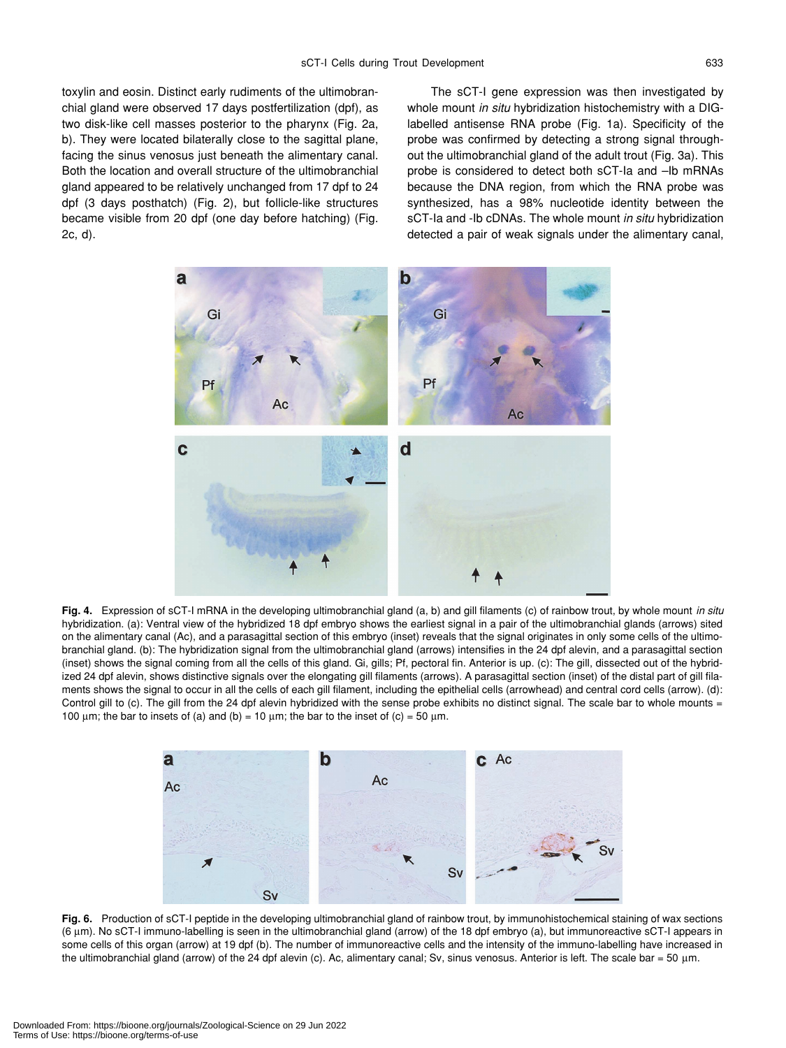toxylin and eosin. Distinct early rudiments of the ultimobranchial gland were observed 17 days postfertilization (dpf), as two disk-like cell masses posterior to the pharynx (Fig. 2a, b). They were located bilaterally close to the sagittal plane, facing the sinus venosus just beneath the alimentary canal. Both the location and overall structure of the ultimobranchial gland appeared to be relatively unchanged from 17 dpf to 24 dpf (3 days posthatch) (Fig. 2), but follicle-like structures became visible from 20 dpf (one day before hatching) (Fig. 2c, d).

The sCT-I gene expression was then investigated by whole mount *in situ* hybridization histochemistry with a DIG-labelled antisense RNA probe (Fig. 1a). Specificity of the probe was confirmed by detecting a strong signal throughout the ultimobranchial gland of the adult trout (Fig. 3a). This probe is considered to detect both sCT-Ia and –Ib mRNAs because the DNA region, from which the RNA probe was synthesized, has a 98% nucleotide identity between the sCT-Ia and -Ib cDNAs. The whole mount *in situ* hybridization detected a pair of weak signals under the alimentary canal,

**Fig. 4.** Expression of sCT-I mRNA in the developing ultimobranchial gland (a, b) and gill filaments (c) of rainbow trout, by whole mount *in situ* hybridization. (a): Ventral view of the hybridized 18 dpf embryo shows the earliest signal in a pair of the ultimobranchial glands (arrows) sited on the alimentary canal (Ac), and a parasagittal section of this embryo (inset) reveals that the signal originates in only some cells of the ultimobranchial gland. (b): The hybridization signal from the ultimobranchial gland (arrows) intensifies in the 24 dpf alevin, and a parasagittal section (inset) shows the signal coming from all the cells of this gland. Gi, gills; Pf, pectoral fin. Anterior is up. (c): The gill, dissected out of the hybridized 24 dpf alevin, shows distinctive signals over the elongating gill filaments (arrows). A parasagittal section (inset) of the distal part of gill filaments shows the signal to occur in all the cells of each gill filament, including the epithelial cells (arrowhead) and central cord cells (arrow). (d): Control gill to (c). The gill from the 24 dpf alevin hybridized with the sense probe exhibits no distinct signal. The scale bar to whole mounts = 100 μm; the bar to insets of (a) and (b) = 10 μm; the bar to the inset of (c) = 50 μm.

**Fig. 6.** Production of sCT-I peptide in the developing ultimobranchial gland of rainbow trout, by immunohistochemical staining of wax sections (6 μm). No sCT-I immuno-labelling is seen in the ultimobranchial gland (arrow) of the 18 dpf embryo (a), but immunoreactive sCT-I appears in some cells of this organ (arrow) at 19 dpf (b). The number of immunoreactive cells and the intensity of the immuno-labelling have increased in the ultimobranchial gland (arrow) of the 24 dpf alevin (c). Ac, alimentary canal; Sv, sinus venosus. Anterior is left. The scale bar = 50 μm.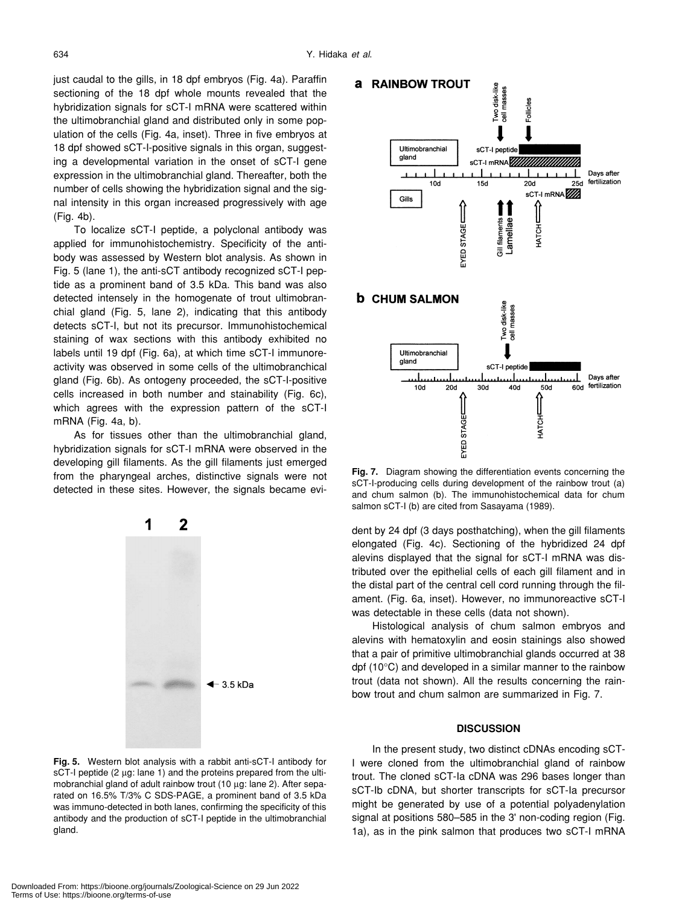just caudal to the gills, in 18 dpf embryos (Fig. 4a). Paraffin sectioning of the 18 dpf whole mounts revealed that the hybridization signals for sCT-I mRNA were scattered within the ultimobranchial gland and distributed only in some population of the cells (Fig. 4a, inset). Three in five embryos at 18 dpf showed sCT-I-positive signals in this organ, suggesting a developmental variation in the onset of sCT-I gene expression in the ultimobranchial gland. Thereafter, both the number of cells showing the hybridization signal and the signal intensity in this organ increased progressively with age (Fig. 4b).

To localize sCT-I peptide, a polyclonal antibody was applied for immunohistochemistry. Specificity of the antibody was assessed by Western blot analysis. As shown in Fig. 5 (lane 1), the anti-sCT antibody recognized sCT-I peptide as a prominent band of 3.5 kDa. This band was also detected intensely in the homogenate of trout ultimobranchial gland (Fig. 5, lane 2), indicating that this antibody detects sCT-I, but not its precursor. Immunohistochemical staining of wax sections with this antibody exhibited no labels until 19 dpf (Fig. 6a), at which time sCT-I immunoreactivity was observed in some cells of the ultimobranchical gland (Fig. 6b). As ontogeny proceeded, the sCT-I-positive cells increased in both number and stainability (Fig. 6c), which agrees with the expression pattern of the sCT-I mRNA (Fig. 4a, b).

As for tissues other than the ultimobranchial gland, hybridization signals for sCT-I mRNA were observed in the developing gill filaments. As the gill filaments just emerged from the pharyngeal arches, distinctive signals were not detected in these sites. However, the signals became evident by 24 dpf (3 days posthatching), when the gill filaments elongated (Fig. 4c). Sectioning of the hybridized 24 dpf alevins displayed that the signal for sCT-I mRNA was distributed over the epithelial cells of each gill filament and in the distal part of the central cell cord running through the filament. (Fig. 6a, inset). However, no immunoreactive sCT-I was detectable in these cells (data not shown).

Histological analysis of chum salmon embryos and alevins with hematoxylin and eosin stainings also showed that a pair of primitive ultimobranchial glands occurred at 38 dpf (10°C) and developed in a similar manner to the rainbow trout (data not shown). All the results concerning the rainbow trout and chum salmon are summarized in Fig. 7.

**Fig. 5.** Western blot analysis with a rabbit anti-sCT-I antibody for sCT-I peptide (2 µg: lane 1) and the proteins prepared from the ultimobranchial gland of adult rainbow trout (10 µg: lane 2). After separated on 16.5% T/3% C SDS-PAGE, a prominent band of 3.5 kDa was immuno-detected in both lanes, confirming the specificity of this antibody and the production of sCT-I peptide in the ultimobranchial gland.

**Fig. 7.** Diagram showing the differentiation events concerning the sCT-I-producing cells during development of the rainbow trout (a) and chum salmon (b). The immunohistochemical data for chum salmon sCT-I (b) are cited from Sasayama (1989).

## DISCUSSION

In the present study, two distinct cDNAs encoding sCT-I were cloned from the ultimobranchial gland of rainbow trout. The cloned sCT-Ia cDNA was 296 bases longer than sCT-Ib cDNA, but shorter transcripts for sCT-Ia precursor might be generated by use of a potential polyadenylation signal at positions 580–585 in the 3' non-coding region (Fig. 1a), as in the pink salmon that produces two sCT-I mRNA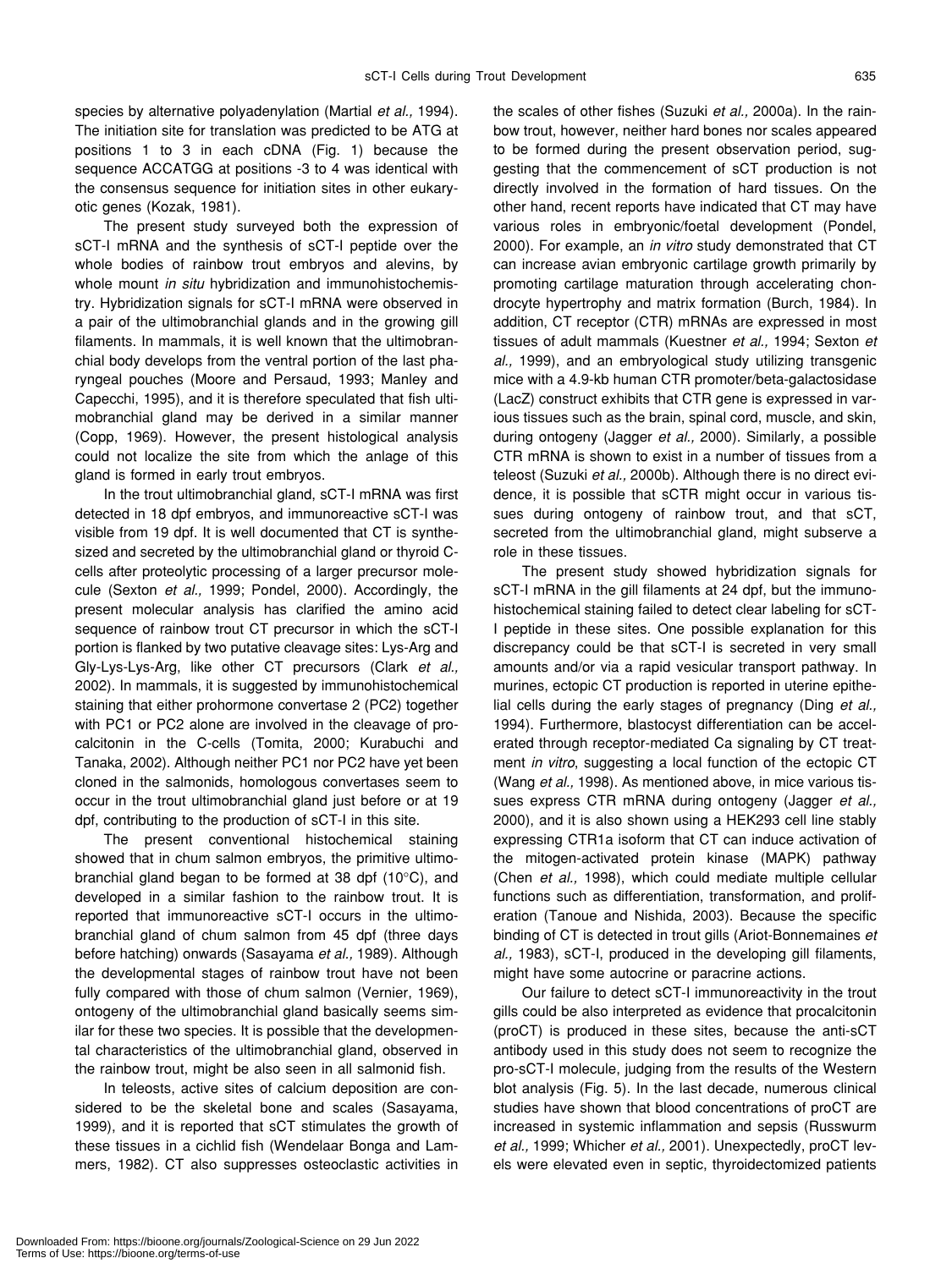species by alternative polyadenylation (Martial *et al.,* 1994). The initiation site for translation was predicted to be ATG at positions 1 to 3 in each cDNA (Fig. 1) because the sequence ACCATGG at positions -3 to 4 was identical with the consensus sequence for initiation sites in other eukaryotic genes (Kozak, 1981).

The present study surveyed both the expression of sCT-I mRNA and the synthesis of sCT-I peptide over the whole bodies of rainbow trout embryos and alevins, by whole mount *in situ* hybridization and immunohistochemistry. Hybridization signals for sCT-I mRNA were observed in a pair of the ultimobranchial glands and in the growing gill filaments. In mammals, it is well known that the ultimobranchial body develops from the ventral portion of the last pharyngeal pouches (Moore and Persaud, 1993; Manley and Capecchi, 1995), and it is therefore speculated that fish ultimobranchial gland may be derived in a similar manner (Copp, 1969). However, the present histological analysis could not localize the site from which the anlage of this gland is formed in early trout embryos.

In the trout ultimobranchial gland, sCT-I mRNA was first detected in 18 dpf embryos, and immunoreactive sCT-I was visible from 19 dpf. It is well documented that CT is synthesized and secreted by the ultimobranchial gland or thyroid C-cells after proteolytic processing of a larger precursor molecule (Sexton *et al.,* 1999; Pondel, 2000). Accordingly, the present molecular analysis has clarified the amino acid sequence of rainbow trout CT precursor in which the sCT-I portion is flanked by two putative cleavage sites: Lys-Arg and Gly-Lys-Lys-Arg, like other CT precursors (Clark *et al.,* 2002). In mammals, it is suggested by immunohistochemical staining that either prohormone convertase 2 (PC2) together with PC1 or PC2 alone are involved in the cleavage of procalcitonin in the C-cells (Tomita, 2000; Kurabuchi and Tanaka, 2002). Although neither PC1 nor PC2 have yet been cloned in the salmonids, homologous convertases seem to occur in the trout ultimobranchial gland just before or at 19 dpf, contributing to the production of sCT-I in this site.

The present conventional histochemical staining showed that in chum salmon embryos, the primitive ultimobranchial gland began to be formed at 38 dpf (10°C), and developed in a similar fashion to the rainbow trout. It is reported that immunoreactive sCT-I occurs in the ultimobranchial gland of chum salmon from 45 dpf (three days before hatching) onwards (Sasayama *et al.,* 1989). Although the developmental stages of rainbow trout have not been fully compared with those of chum salmon (Vernier, 1969), ontogeny of the ultimobranchial gland basically seems similar for these two species. It is possible that the developmental characteristics of the ultimobranchial gland, observed in the rainbow trout, might be also seen in all salmonid fish.

In teleosts, active sites of calcium deposition are considered to be the skeletal bone and scales (Sasayama, 1999), and it is reported that sCT stimulates the growth of these tissues in a cichlid fish (Wendelaar Bonga and Lammers, 1982). CT also suppresses osteoclastic activities in the scales of other fishes (Suzuki *et al.,* 2000a). In the rainbow trout, however, neither hard bones nor scales appeared to be formed during the present observation period, suggesting that the commencement of sCT production is not directly involved in the formation of hard tissues. On the other hand, recent reports have indicated that CT may have various roles in embryonic/foetal development (Pondel, 2000). For example, an *in vitro* study demonstrated that CT can increase avian embryonic cartilage growth primarily by promoting cartilage maturation through accelerating chondrocyte hypertrophy and matrix formation (Burch, 1984). In addition, CT receptor (CTR) mRNAs are expressed in most tissues of adult mammals (Kuestner *et al.,* 1994; Sexton *et al.,* 1999), and an embryological study utilizing transgenic mice with a 4.9-kb human CTR promoter/beta-galactosidase (LacZ) construct exhibits that CTR gene is expressed in various tissues such as the brain, spinal cord, muscle, and skin, during ontogeny (Jagger *et al.,* 2000). Similarly, a possible CTR mRNA is shown to exist in a number of tissues from a teleost (Suzuki *et al.,* 2000b). Although there is no direct evidence, it is possible that sCTR might occur in various tissues during ontogeny of rainbow trout, and that sCT, secreted from the ultimobranchial gland, might subserve a role in these tissues.

The present study showed hybridization signals for sCT-I mRNA in the gill filaments at 24 dpf, but the immunohistochemical staining failed to detect clear labeling for sCT-I peptide in these sites. One possible explanation for this discrepancy could be that sCT-I is secreted in very small amounts and/or via a rapid vesicular transport pathway. In murines, ectopic CT production is reported in uterine epithelial cells during the early stages of pregnancy (Ding *et al.,* 1994). Furthermore, blastocyst differentiation can be accelerated through receptor-mediated Ca signaling by CT treatment *in vitro*, suggesting a local function of the ectopic CT (Wang *et al.,* 1998). As mentioned above, in mice various tissues express CTR mRNA during ontogeny (Jagger *et al.,* 2000), and it is also shown using a HEK293 cell line stably expressing CTR1a isoform that CT can induce activation of the mitogen-activated protein kinase (MAPK) pathway (Chen *et al.,* 1998), which could mediate multiple cellular functions such as differentiation, transformation, and proliferation (Tanoue and Nishida, 2003). Because the specific binding of CT is detected in trout gills (Ariot-Bonnemaines *et al.,* 1983), sCT-I, produced in the developing gill filaments, might have some autocrine or paracrine actions.

Our failure to detect sCT-I immunoreactivity in the trout gills could be also interpreted as evidence that procalcitonin (proCT) is produced in these sites, because the anti-sCT antibody used in this study does not seem to recognize the pro-sCT-I molecule, judging from the results of the Western blot analysis (Fig. 5). In the last decade, numerous clinical studies have shown that blood concentrations of proCT are increased in systemic inflammation and sepsis (Russwurm *et al.,* 1999; Whicher *et al.,* 2001). Unexpectedly, proCT levels were elevated even in septic, thyroidectomized patients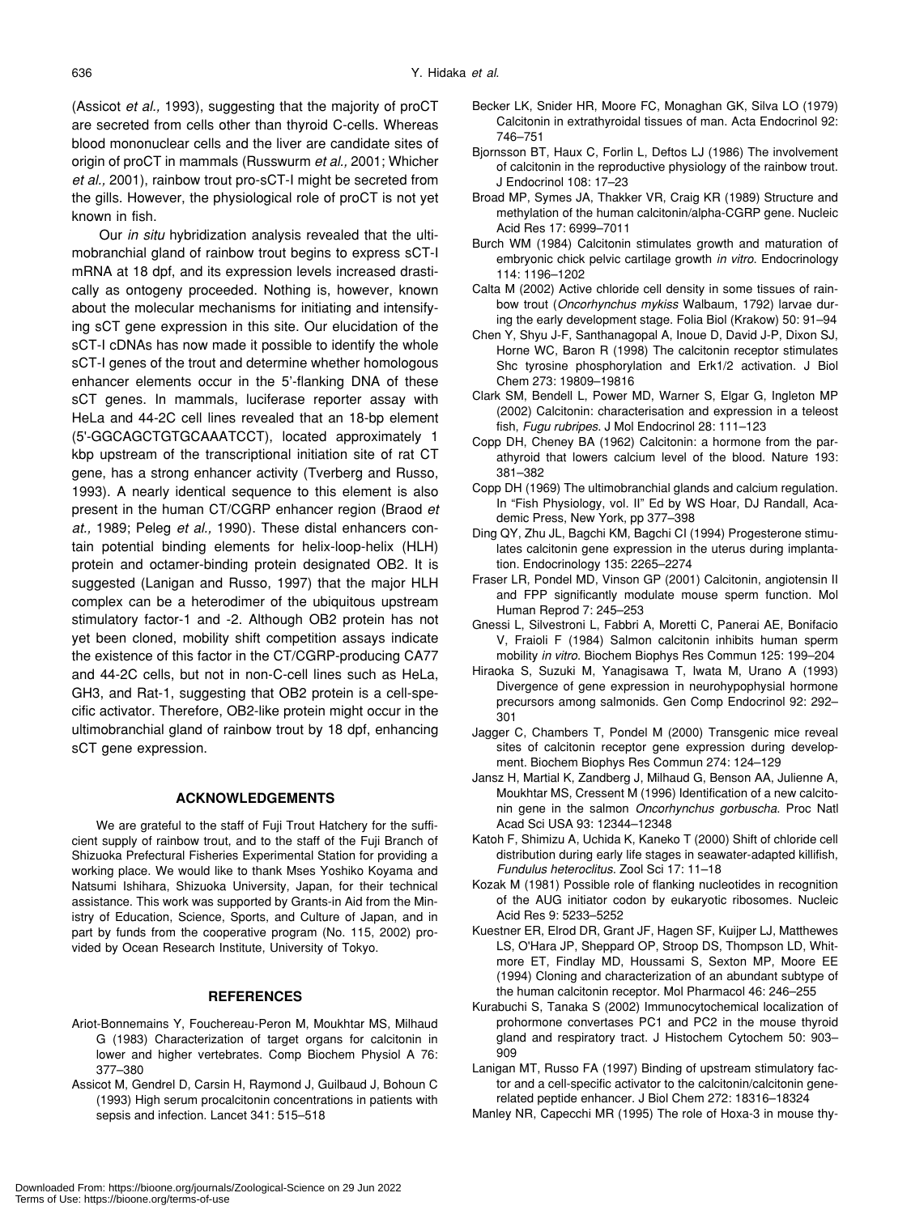(Assicot *et al.,* 1993), suggesting that the majority of proCT are secreted from cells other than thyroid C-cells. Whereas blood mononuclear cells and the liver are candidate sites of origin of proCT in mammals (Russwurm *et al.,* 2001; Whicher *et al.,* 2001), rainbow trout pro-sCT-I might be secreted from the gills. However, the physiological role of proCT is not yet known in fish.

Our *in situ* hybridization analysis revealed that the ultimobranchial gland of rainbow trout begins to express sCT-I mRNA at 18 dpf, and its expression levels increased drastically as ontogeny proceeded. Nothing is, however, known about the molecular mechanisms for initiating and intensifying sCT gene expression in this site. Our elucidation of the sCT-I cDNAs has now made it possible to identify the whole sCT-I genes of the trout and determine whether homologous enhancer elements occur in the 5'-flanking DNA of these sCT genes. In mammals, luciferase reporter assay with HeLa and 44-2C cell lines revealed that an 18-bp element (5'-GGCAGCTGTGCAAATCCT), located approximately 1 kbp upstream of the transcriptional initiation site of rat CT gene, has a strong enhancer activity (Tverberg and Russo, 1993). A nearly identical sequence to this element is also present in the human CT/CGRP enhancer region (Braod *et al.,* 1989; Peleg *et al.,* 1990). These distal enhancers contain potential binding elements for helix-loop-helix (HLH) protein and octamer-binding protein designated OB2. It is suggested (Lanigan and Russo, 1997) that the major HLH complex can be a heterodimer of the ubiquitous upstream stimulatory factor-1 and -2. Although OB2 protein has not yet been cloned, mobility shift competition assays indicate the existence of this factor in the CT/CGRP-producing CA77 and 44-2C cells, but not in non-C-cell lines such as HeLa, GH3, and Rat-1, suggesting that OB2 protein is a cell-specific activator. Therefore, OB2-like protein might occur in the ultimobranchial gland of rainbow trout by 18 dpf, enhancing sCT gene expression.

## ACKNOWLEDGEMENTS

We are grateful to the staff of Fuji Trout Hatchery for the sufficient supply of rainbow trout, and to the staff of the Fuji Branch of Shizuoka Prefectural Fisheries Experimental Station for providing a working place. We would like to thank Mses Yoshiko Koyama and Natsumi Ishihara, Shizuoka University, Japan, for their technical assistance. This work was supported by Grants-in Aid from the Ministry of Education, Science, Sports, and Culture of Japan, and in part by funds from the cooperative program (No. 115, 2002) provided by Ocean Research Institute, University of Tokyo.

## REFERENCES

Ariot-Bonnemains Y, Fouchereau-Peron M, Moukhtar MS, Milhaud G (1983) Characterization of target organs for calcitonin in lower and higher vertebrates. Comp Biochem Physiol A 76: 377–380

Assicot M, Gendrel D, Carsin H, Raymond J, Guilbaud J, Bohoun C (1993) High serum procalcitonin concentrations in patients with sepsis and infection. Lancet 341: 515–518

Becker LK, Snider HR, Moore FC, Monaghan GK, Silva LO (1979) Calcitonin in extrathyroidal tissues of man. Acta Endocrinol 92: 746–751

Bjornsson BT, Haux C, Forlin L, Deftos LJ (1986) The involvement of calcitonin in the reproductive physiology of the rainbow trout. J Endocrinol 108: 17–23

Broad MP, Symes JA, Thakker VR, Craig KR (1989) Structure and methylation of the human calcitonin/alpha-CGRP gene. Nucleic Acid Res 17: 6999–7011

Burch WM (1984) Calcitonin stimulates growth and maturation of embryonic chick pelvic cartilage growth *in vitro*. Endocrinology 114: 1196–1202

Calta M (2002) Active chloride cell density in some tissues of rainbow trout (*Oncorhynchus mykiss* Walbaum, 1792) larvae during the early development stage. Folia Biol (Krakow) 50: 91–94

Chen Y, Shyu J-F, Santhanagopal A, Inoue D, David J-P, Dixon SJ, Horne WC, Baron R (1998) The calcitonin receptor stimulates Shc tyrosine phosphorylation and Erk1/2 activation. J Biol Chem 273: 19809–19816

Clark SM, Bendell L, Power MD, Warner S, Elgar G, Ingleton MP (2002) Calcitonin: characterisation and expression in a teleost fish, *Fugu rubripes*. J Mol Endocrinol 28: 111–123

Copp DH, Cheney BA (1962) Calcitonin: a hormone from the parathyroid that lowers calcium level of the blood. Nature 193: 381–382

Copp DH (1969) The ultimobranchial glands and calcium regulation. In “Fish Physiology, vol. II” Ed by WS Hoar, DJ Randall, Academic Press, New York, pp 377–398

Ding QY, Zhu JL, Bagchi KM, Bagchi CI (1994) Progesterone stimulates calcitonin gene expression in the uterus during implantation. Endocrinology 135: 2265–2274

Fraser LR, Pondel MD, Vinson GP (2001) Calcitonin, angiotensin II and FPP significantly modulate mouse sperm function. Mol Human Reprod 7: 245–253

Gnessi L, Silvestroni L, Fabbri A, Moretti C, Panerai AE, Bonifacio V, Fraioli F (1984) Salmon calcitonin inhibits human sperm mobility *in vitro*. Biochem Biophys Res Commun 125: 199–204

Hiraoka S, Suzuki M, Yanagisawa T, Iwata M, Urano A (1993) Divergence of gene expression in neurohypophysial hormone precursors among salmonids. Gen Comp Endocrinol 92: 292–301

Jagger C, Chambers T, Pondel M (2000) Transgenic mice reveal sites of calcitonin receptor gene expression during development. Biochem Biophys Res Commun 274: 124–129

Jansz H, Martial K, Zandberg J, Milhaud G, Benson AA, Julienne A, Moukhtar MS, Cressent M (1996) Identification of a new calcitonin gene in the salmon *Oncorhynchus gorbuscha*. Proc Natl Acad Sci USA 93: 12344–12348

Katoh F, Shimizu A, Uchida K, Kaneko T (2000) Shift of chloride cell distribution during early life stages in seawater-adapted killifish, *Fundulus heteroclitus*. Zool Sci 17: 11–18

Kozak M (1981) Possible role of flanking nucleotides in recognition of the AUG initiator codon by eukaryotic ribosomes. Nucleic Acid Res 9: 5233–5252

Kuestner ER, Elrod DR, Grant JF, Hagen SF, Kuijper LJ, Matthewes LS, O'Hara JP, Sheppard OP, Stroop DS, Thompson LD, Whitmore ET, Findlay MD, Houssami S, Sexton MP, Moore EE (1994) Cloning and characterization of an abundant subtype of the human calcitonin receptor. Mol Pharmacol 46: 246–255

Kurabuchi S, Tanaka S (2002) Immunocytochemical localization of prohormone convertases PC1 and PC2 in the mouse thyroid gland and respiratory tract. J Histochem Cytochem 50: 903–909

Lanigan MT, Russo FA (1997) Binding of upstream stimulatory factor and a cell-specific activator to the calcitonin/calcitonin gene-related peptide enhancer. J Biol Chem 272: 18316–18324

Manley NR, Capecchi MR (1995) The role of Hoxa-3 in mouse thy-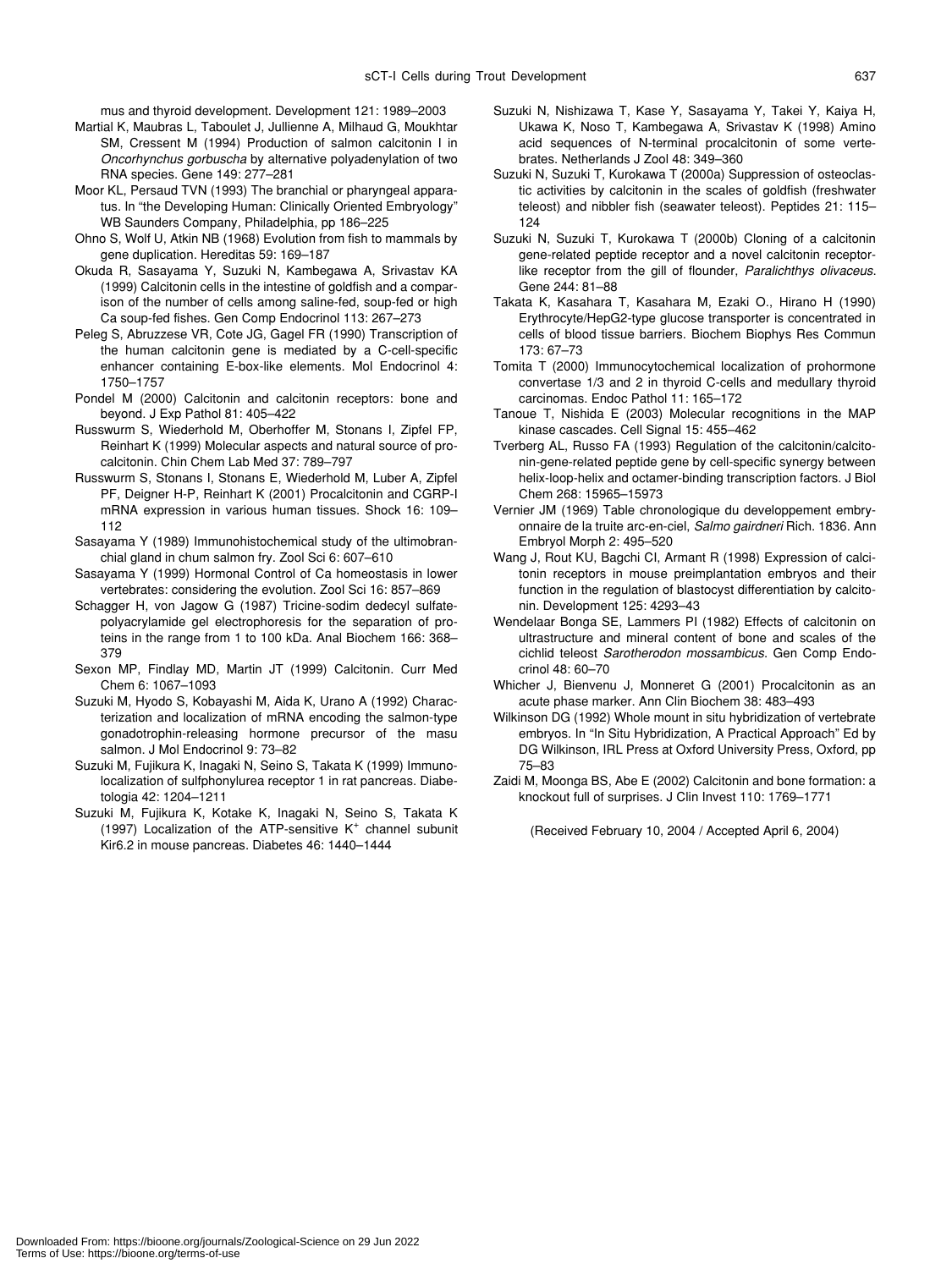mus and thyroid development. Development 121: 1989–2003

Martial K, Maubras L, Taboulet J, Jullienne A, Milhaud G, Moukhtar SM, Cressent M (1994) Production of salmon calcitonin I in *Oncorhynchus gorbuscha* by alternative polyadenylation of two RNA species. Gene 149: 277–281

Moor KL, Persaud TVN (1993) The branchial or pharyngeal apparatus. In "The Developing Human: Clinically Oriented Embryology" WB Saunders Company, Philadelphia, pp 186–225

Ohno S, Wolf U, Atkin NB (1968) Evolution from fish to mammals by gene duplication. Hereditas 59: 169–187

Okuda R, Sasayama Y, Suzuki N, Kambegawa A, Srivastav KA (1999) Calcitonin cells in the intestine of goldfish and a comparison of the number of cells among saline-fed, soup-fed or high Ca soup-fed fishes. Gen Comp Endocrinol 113: 267–273

Peleg S, Abruzzese VR, Cote JG, Gagel FR (1990) Transcription of the human calcitonin gene is mediated by a C-cell-specific enhancer containing E-box-like elements. Mol Endocrinol 4: 1750–1757

Pondel M (2000) Calcitonin and calcitonin receptors: bone and beyond. J Exp Pathol 81: 405–422

Russwurm S, Wiederhold M, Oberhoffer M, Stonans I, Zipfel FP, Reinhart K (1999) Molecular aspects and natural source of procalcitonin. Chin Chem Lab Med 37: 789–797

Russwurm S, Stonans I, Stonans E, Wiederhold M, Luber A, Zipfel PF, Deigner H-P, Reinhart K (2001) Procalcitonin and CGRP-I mRNA expression in various human tissues. Shock 16: 109–112

Sasayama Y (1989) Immunohistochemical study of the ultimobranchial gland in chum salmon fry. Zool Sci 6: 607–610

Sasayama Y (1999) Hormonal Control of Ca homeostasis in lower vertebrates: considering the evolution. Zool Sci 16: 857–869

Schagger H, von Jagow G (1987) Tricine-sodim dedecyl sulfate-polyacrylamide gel electrophoresis for the separation of proteins in the range from 1 to 100 kDa. Anal Biochem 166: 368–379

Sexon MP, Findlay MD, Martin JT (1999) Calcitonin. Curr Med Chem 6: 1067–1093

Suzuki M, Hyodo S, Kobayashi M, Aida K, Urano A (1992) Characterization and localization of mRNA encoding the salmon-type gonadotrophin-releasing hormone precursor of the masu salmon. J Mol Endocrinol 9: 73–82

Suzuki M, Fujikura K, Inagaki N, Seino S, Takata K (1999) Immunolocalization of sulfphonylurea receptor 1 in rat pancreas. Diabetologia 42: 1204–1211

Suzuki M, Fujikura K, Kotake K, Inagaki N, Seino S, Takata K (1997) Localization of the ATP-sensitive $K^+$ channel subunit Kir6.2 in mouse pancreas. Diabetes 46: 1440–1444

Suzuki N, Nishizawa T, Kase Y, Sasayama Y, Takei Y, Kaiya H, Ukawa K, Noso T, Kambegawa A, Srivastav K (1998) Amino acid sequences of N-terminal procalcitonin of some vertebrates. Netherlands J Zool 48: 349–360

Suzuki N, Suzuki T, Kurokawa T (2000a) Suppression of osteoclastic activities by calcitonin in the scales of goldfish (freshwater teleost) and nibbler fish (seawater teleost). Peptides 21: 115–124

Suzuki N, Suzuki T, Kurokawa T (2000b) Cloning of a calcitonin gene-related peptide receptor and a novel calcitonin receptor-like receptor from the gill of flounder, *Paralichthys olivaceus*. Gene 244: 81–88

Takata K, Kasahara T, Kasahara M, Ezaki O., Hirano H (1990) Erythrocyte/HepG2-type glucose transporter is concentrated in cells of blood tissue barriers. Biochem Biophys Res Commun 173: 67–73

Tomita T (2000) Immunocytochemical localization of prohormone convertase 1/3 and 2 in thyroid C-cells and medullary thyroid carcinomas. Endoc Pathol 11: 165–172

Tanoue T, Nishida E (2003) Molecular recognitions in the MAP kinase cascades. Cell Signal 15: 455–462

Tverberg AL, Russo FA (1993) Regulation of the calcitonin/calcitonin-gene-related peptide gene by cell-specific synergy between helix-loop-helix and octamer-binding transcription factors. J Biol Chem 268: 15965–15973

Vernier JM (1969) Table chronologique du developpement embryonnaire de la truite arc-en-ciel, *Salmo gairdneri* Rich. 1836. Ann Embryol Morph 2: 495–520

Wang J, Rout KU, Bagchi CI, Armant R (1998) Expression of calcitonin receptors in mouse preimplantation embryos and their function in the regulation of blastocyst differentiation by calcitonin. Development 125: 4293–43

Wendelaar Bonga SE, Lammers PI (1982) Effects of calcitonin on ultrastructure and mineral content of bone and scales of the cichlid teleost *Sarotherodon mossambicus*. Gen Comp Endocrinol 48: 60–70

Whicher J, Bienvenu J, Monneret G (2001) Procalcitonin as an acute phase marker. Ann Clin Biochem 38: 483–493

Wilkinson DG (1992) Whole mount in situ hybridization of vertebrate embryos. In "In Situ Hybridization, A Practical Approach" Ed by DG Wilkinson, IRL Press at Oxford University Press, Oxford, pp 75–83

Zaidi M, Moonga BS, Abe E (2002) Calcitonin and bone formation: a knockout full of surprises. J Clin Invest 110: 1769–1771

(Received February 10, 2004 / Accepted April 6, 2004)